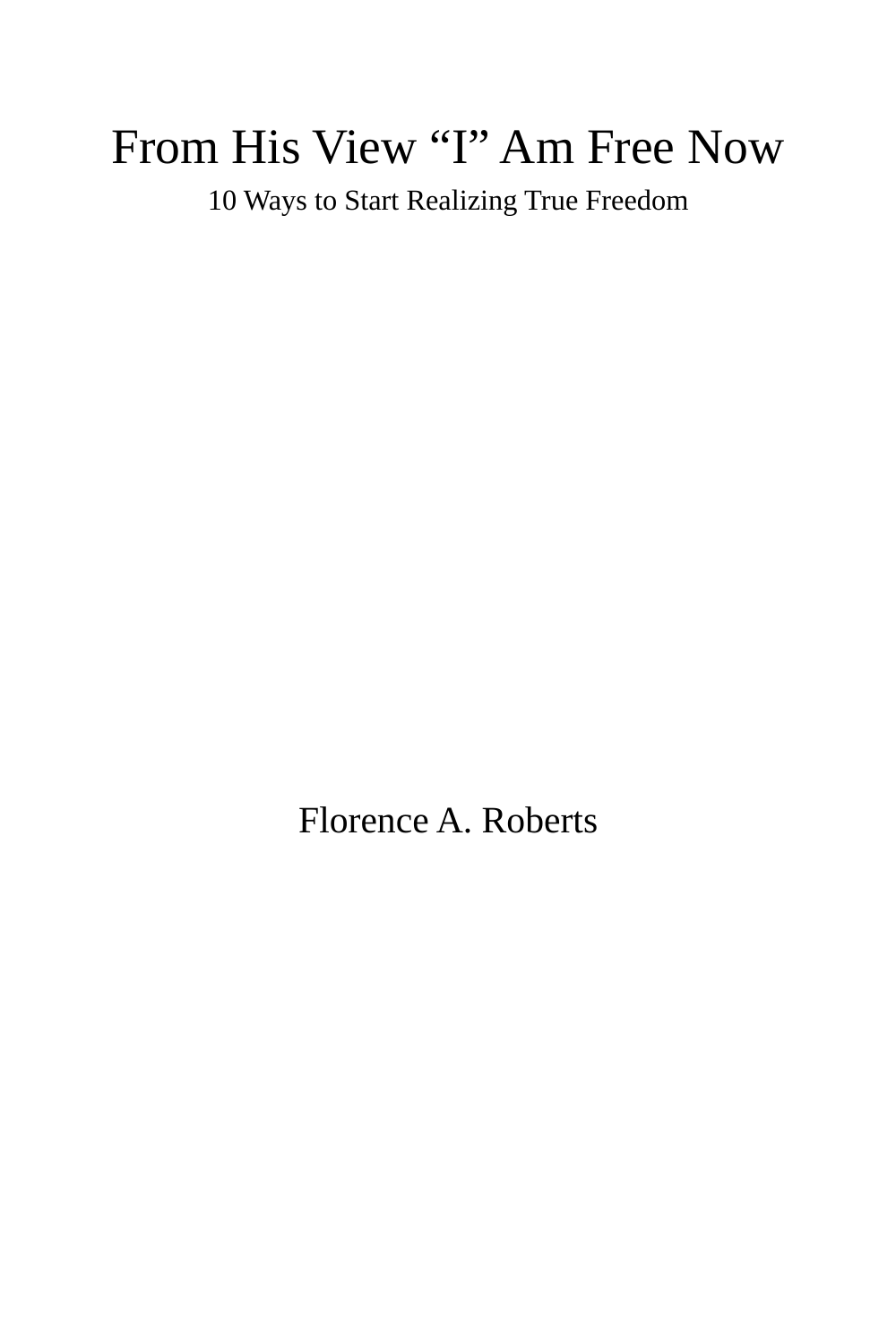# From His View “I” Am Free Now

10 Ways to Start Realizing True Freedom

Florence A. Roberts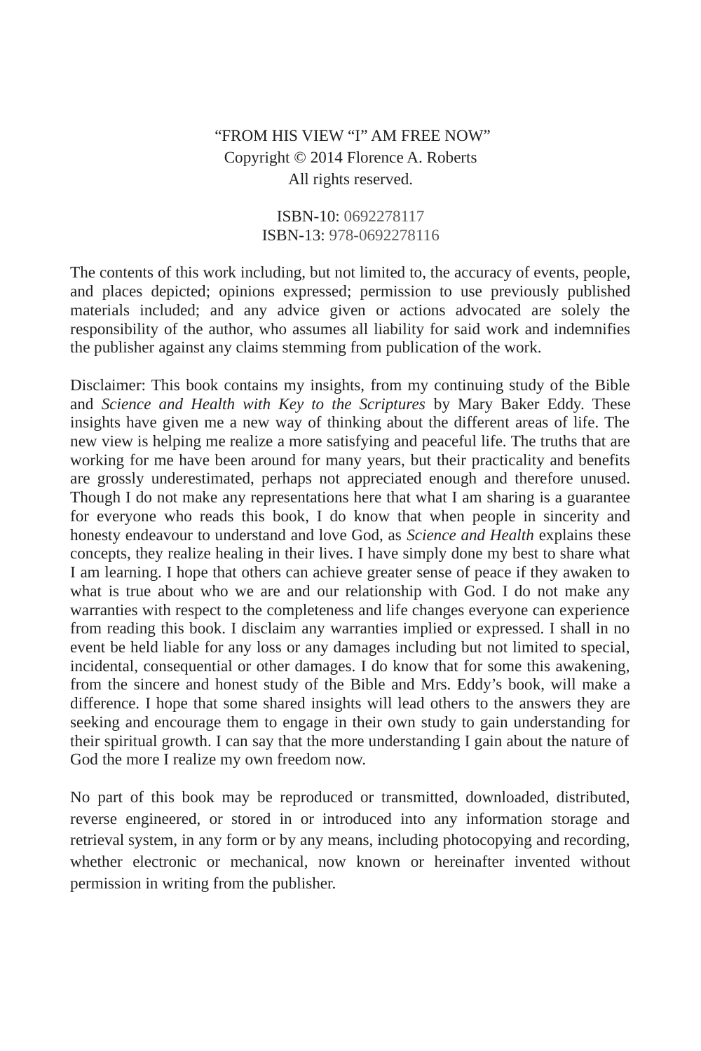“FROM HIS VIEW “I” AM FREE NOW”
Copyright © 2014 Florence A. Roberts
All rights reserved.

ISBN-10: 0692278117
ISBN-13: 978-0692278116

The contents of this work including, but not limited to, the accuracy of events, people, and places depicted; opinions expressed; permission to use previously published materials included; and any advice given or actions advocated are solely the responsibility of the author, who assumes all liability for said work and indemnifies the publisher against any claims stemming from publication of the work.

Disclaimer: This book contains my insights, from my continuing study of the Bible and *Science and Health with Key to the Scriptures* by Mary Baker Eddy. These insights have given me a new way of thinking about the different areas of life. The new view is helping me realize a more satisfying and peaceful life. The truths that are working for me have been around for many years, but their practicality and benefits are grossly underestimated, perhaps not appreciated enough and therefore unused. Though I do not make any representations here that what I am sharing is a guarantee for everyone who reads this book, I do know that when people in sincerity and honesty endeavour to understand and love God, as *Science and Health* explains these concepts, they realize healing in their lives. I have simply done my best to share what I am learning. I hope that others can achieve greater sense of peace if they awaken to what is true about who we are and our relationship with God. I do not make any warranties with respect to the completeness and life changes everyone can experience from reading this book. I disclaim any warranties implied or expressed. I shall in no event be held liable for any loss or any damages including but not limited to special, incidental, consequential or other damages. I do know that for some this awakening, from the sincere and honest study of the Bible and Mrs. Eddy’s book, will make a difference. I hope that some shared insights will lead others to the answers they are seeking and encourage them to engage in their own study to gain understanding for their spiritual growth. I can say that the more understanding I gain about the nature of God the more I realize my own freedom now.

No part of this book may be reproduced or transmitted, downloaded, distributed, reverse engineered, or stored in or introduced into any information storage and retrieval system, in any form or by any means, including photocopying and recording, whether electronic or mechanical, now known or hereinafter invented without permission in writing from the publisher.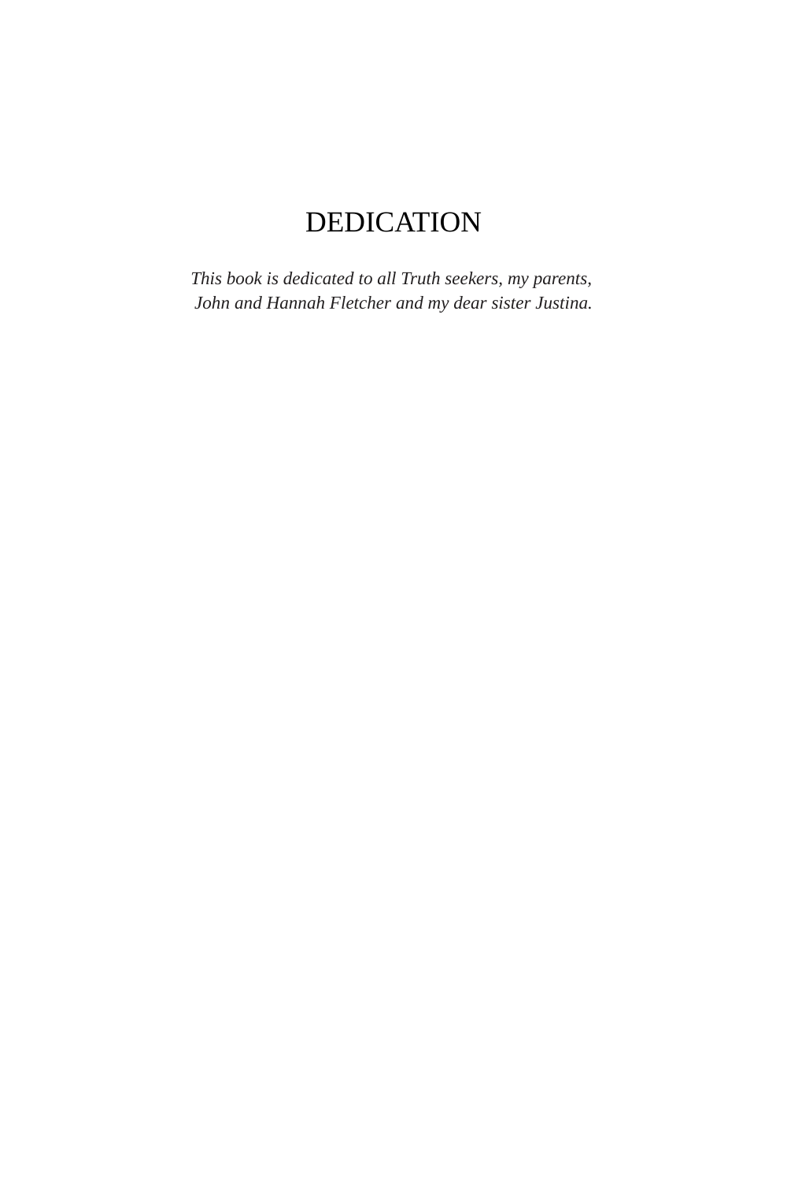# DEDICATION

*This book is dedicated to all Truth seekers, my parents, John and Hannah Fletcher and my dear sister Justina.*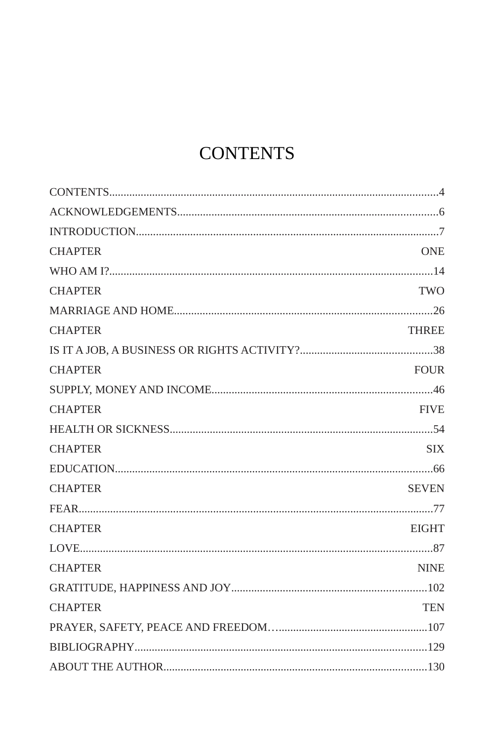# CONTENTS

CONTENTS....................................................................................................................4

ACKNOWLEDGEMENTS..........................................................................................6

INTRODUCTION.........................................................................................................7

CHAPTER ONE

WHO AM I?.................................................................................................................14

CHAPTER TWO

MARRIAGE AND HOME..........................................................................................26

CHAPTER THREE

IS IT A JOB, A BUSINESS OR RIGHTS ACTIVITY?..............................................38

CHAPTER FOUR

SUPPLY, MONEY AND INCOME.............................................................................46

CHAPTER FIVE

HEALTH OR SICKNESS............................................................................................54

CHAPTER SIX

EDUCATION...............................................................................................................66

CHAPTER SEVEN

FEAR............................................................................................................................77

CHAPTER EIGHT

LOVE............................................................................................................................87

CHAPTER NINE

GRATITUDE, HAPPINESS AND JOY....................................................................102

CHAPTER TEN

PRAYER, SAFETY, PEACE AND FREEDOM…....................................................107

BIBLIOGRAPHY......................................................................................................129

ABOUT THE AUTHOR............................................................................................130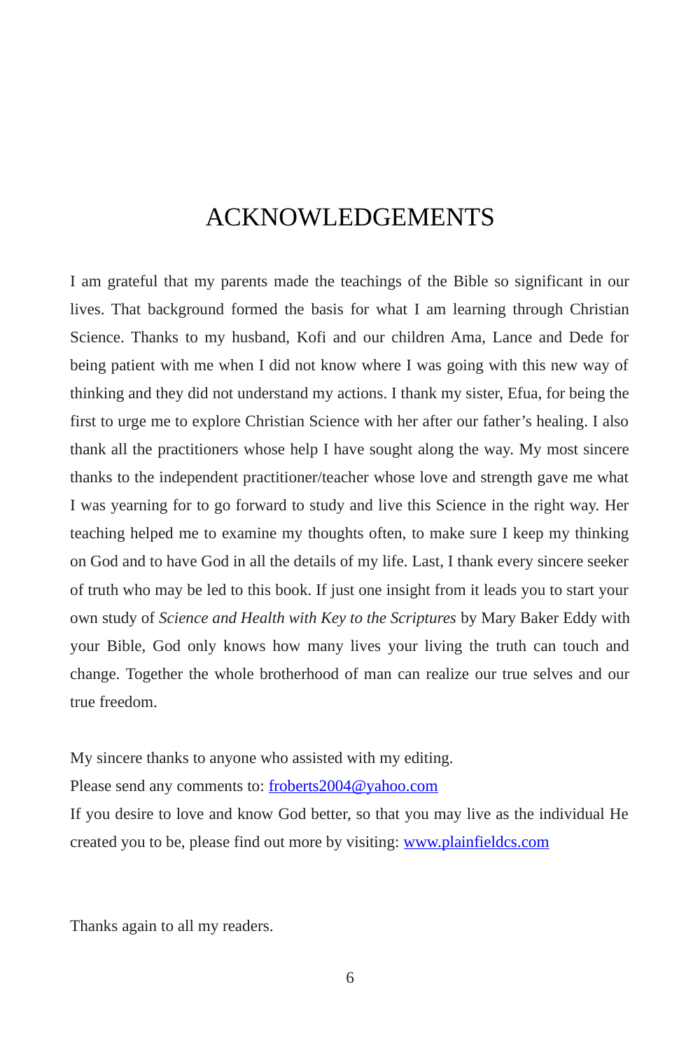# ACKNOWLEDGEMENTS

I am grateful that my parents made the teachings of the Bible so significant in our lives. That background formed the basis for what I am learning through Christian Science. Thanks to my husband, Kofi and our children Ama, Lance and Dede for being patient with me when I did not know where I was going with this new way of thinking and they did not understand my actions. I thank my sister, Efua, for being the first to urge me to explore Christian Science with her after our father's healing. I also thank all the practitioners whose help I have sought along the way. My most sincere thanks to the independent practitioner/teacher whose love and strength gave me what I was yearning for to go forward to study and live this Science in the right way. Her teaching helped me to examine my thoughts often, to make sure I keep my thinking on God and to have God in all the details of my life. Last, I thank every sincere seeker of truth who may be led to this book. If just one insight from it leads you to start your own study of *Science and Health with Key to the Scriptures* by Mary Baker Eddy with your Bible, God only knows how many lives your living the truth can touch and change. Together the whole brotherhood of man can realize our true selves and our true freedom.

My sincere thanks to anyone who assisted with my editing.
Please send any comments to: [froberts2004@yahoo.com](mailto:froberts2004@yahoo.com)
If you desire to love and know God better, so that you may live as the individual He created you to be, please find out more by visiting: [www.plainfieldcs.com](http://www.plainfieldcs.com)

Thanks again to all my readers.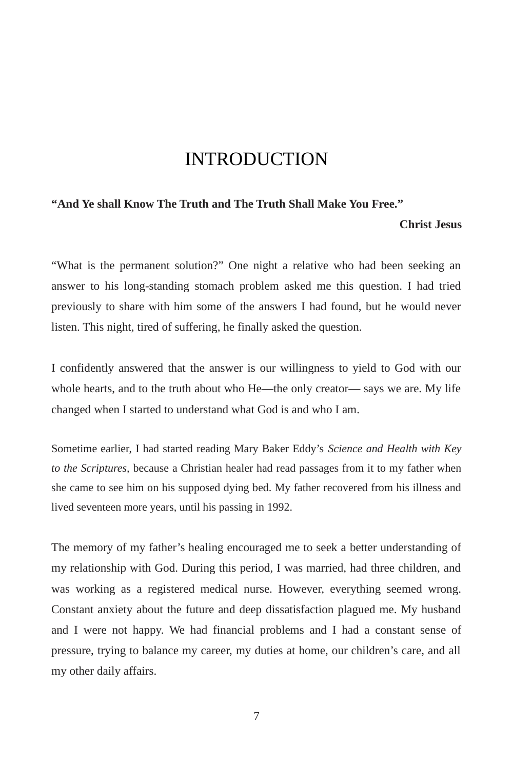# INTRODUCTION

**“And Ye shall Know The Truth and The Truth Shall Make You Free.”**

**Christ Jesus**

“What is the permanent solution?” One night a relative who had been seeking an answer to his long-standing stomach problem asked me this question. I had tried previously to share with him some of the answers I had found, but he would never listen. This night, tired of suffering, he finally asked the question.

I confidently answered that the answer is our willingness to yield to God with our whole hearts, and to the truth about who He—the only creator— says we are. My life changed when I started to understand what God is and who I am.

Sometime earlier, I had started reading Mary Baker Eddy’s *Science and Health with Key to the Scriptures*, because a Christian healer had read passages from it to my father when she came to see him on his supposed dying bed. My father recovered from his illness and lived seventeen more years, until his passing in 1992.

The memory of my father’s healing encouraged me to seek a better understanding of my relationship with God. During this period, I was married, had three children, and was working as a registered medical nurse. However, everything seemed wrong. Constant anxiety about the future and deep dissatisfaction plagued me. My husband and I were not happy. We had financial problems and I had a constant sense of pressure, trying to balance my career, my duties at home, our children’s care, and all my other daily affairs.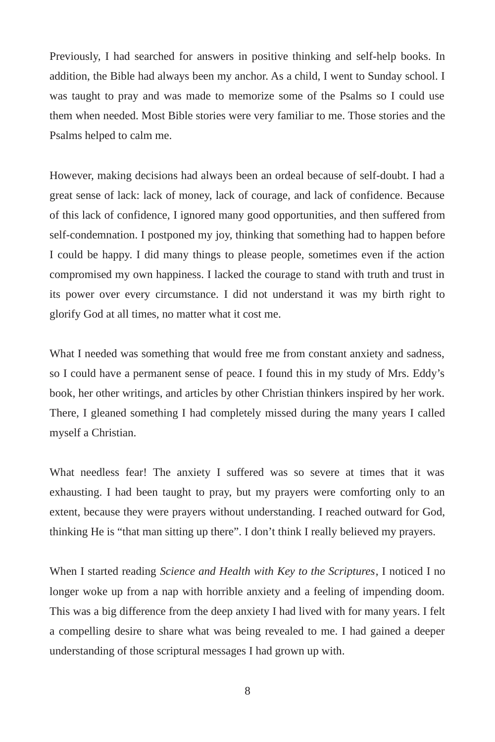Previously, I had searched for answers in positive thinking and self-help books. In addition, the Bible had always been my anchor. As a child, I went to Sunday school. I was taught to pray and was made to memorize some of the Psalms so I could use them when needed. Most Bible stories were very familiar to me. Those stories and the Psalms helped to calm me.

However, making decisions had always been an ordeal because of self-doubt. I had a great sense of lack: lack of money, lack of courage, and lack of confidence. Because of this lack of confidence, I ignored many good opportunities, and then suffered from self-condemnation. I postponed my joy, thinking that something had to happen before I could be happy. I did many things to please people, sometimes even if the action compromised my own happiness. I lacked the courage to stand with truth and trust in its power over every circumstance. I did not understand it was my birth right to glorify God at all times, no matter what it cost me.

What I needed was something that would free me from constant anxiety and sadness, so I could have a permanent sense of peace. I found this in my study of Mrs. Eddy's book, her other writings, and articles by other Christian thinkers inspired by her work. There, I gleaned something I had completely missed during the many years I called myself a Christian.

What needless fear! The anxiety I suffered was so severe at times that it was exhausting. I had been taught to pray, but my prayers were comforting only to an extent, because they were prayers without understanding. I reached outward for God, thinking He is "that man sitting up there". I don't think I really believed my prayers.

When I started reading *Science and Health with Key to the Scriptures*, I noticed I no longer woke up from a nap with horrible anxiety and a feeling of impending doom. This was a big difference from the deep anxiety I had lived with for many years. I felt a compelling desire to share what was being revealed to me. I had gained a deeper understanding of those scriptural messages I had grown up with.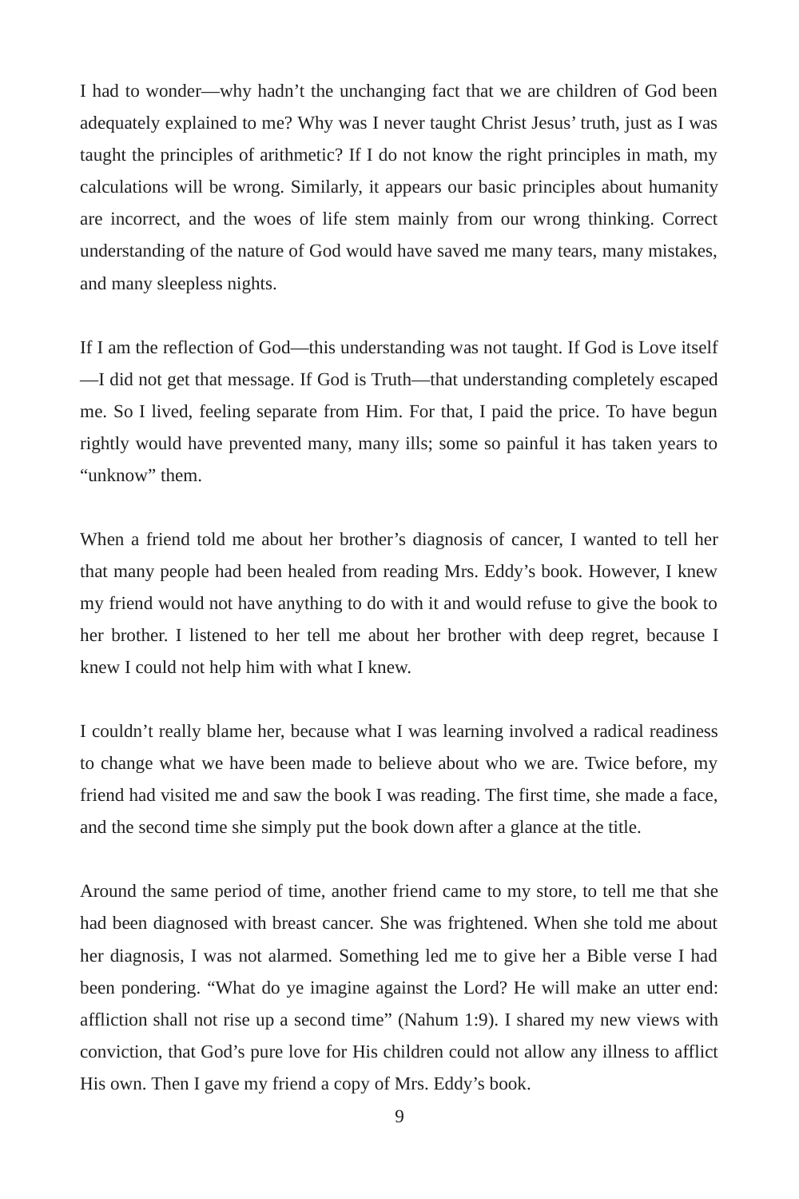I had to wonder—why hadn't the unchanging fact that we are children of God been adequately explained to me? Why was I never taught Christ Jesus' truth, just as I was taught the principles of arithmetic? If I do not know the right principles in math, my calculations will be wrong. Similarly, it appears our basic principles about humanity are incorrect, and the woes of life stem mainly from our wrong thinking. Correct understanding of the nature of God would have saved me many tears, many mistakes, and many sleepless nights.

If I am the reflection of God—this understanding was not taught. If God is Love itself—I did not get that message. If God is Truth—that understanding completely escaped me. So I lived, feeling separate from Him. For that, I paid the price. To have begun rightly would have prevented many, many ills; some so painful it has taken years to "unknow" them.

When a friend told me about her brother's diagnosis of cancer, I wanted to tell her that many people had been healed from reading Mrs. Eddy's book. However, I knew my friend would not have anything to do with it and would refuse to give the book to her brother. I listened to her tell me about her brother with deep regret, because I knew I could not help him with what I knew.

I couldn't really blame her, because what I was learning involved a radical readiness to change what we have been made to believe about who we are. Twice before, my friend had visited me and saw the book I was reading. The first time, she made a face, and the second time she simply put the book down after a glance at the title.

Around the same period of time, another friend came to my store, to tell me that she had been diagnosed with breast cancer. She was frightened. When she told me about her diagnosis, I was not alarmed. Something led me to give her a Bible verse I had been pondering. "What do ye imagine against the Lord? He will make an utter end: affliction shall not rise up a second time" (Nahum 1:9). I shared my new views with conviction, that God's pure love for His children could not allow any illness to afflict His own. Then I gave my friend a copy of Mrs. Eddy's book.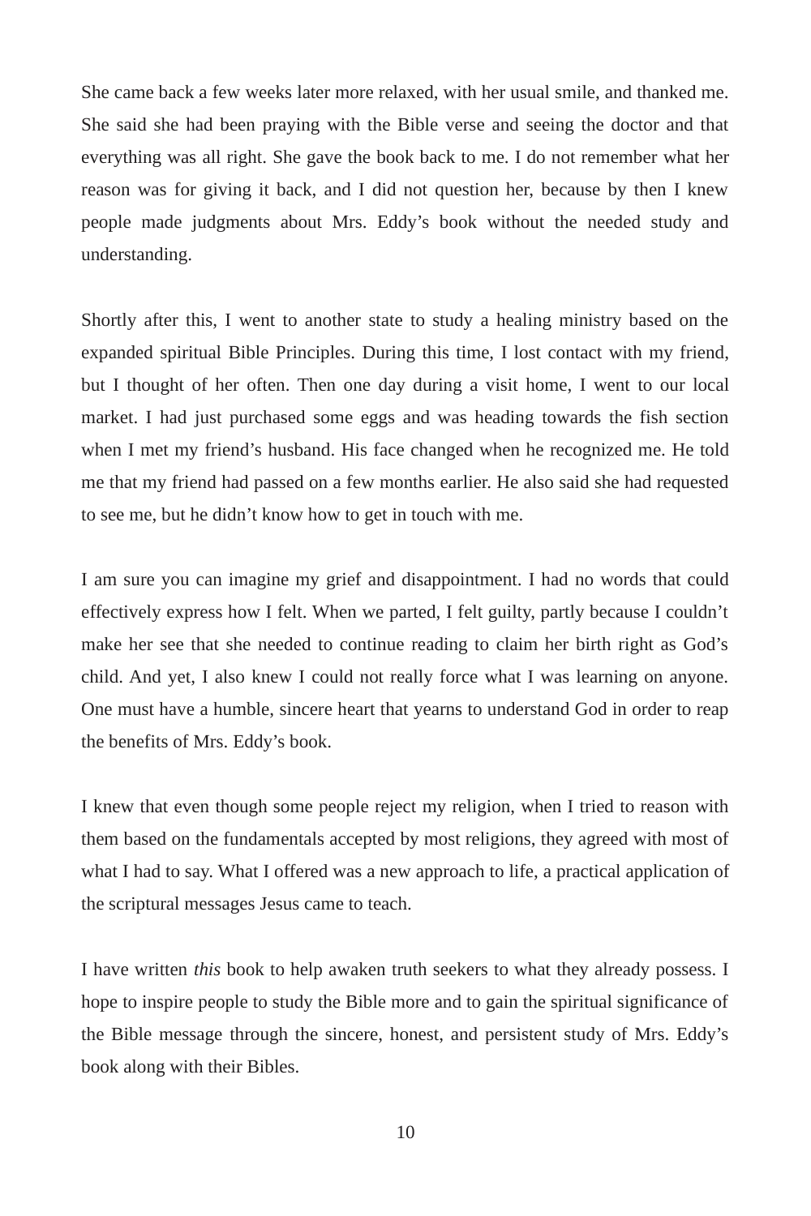She came back a few weeks later more relaxed, with her usual smile, and thanked me. She said she had been praying with the Bible verse and seeing the doctor and that everything was all right. She gave the book back to me. I do not remember what her reason was for giving it back, and I did not question her, because by then I knew people made judgments about Mrs. Eddy's book without the needed study and understanding.

Shortly after this, I went to another state to study a healing ministry based on the expanded spiritual Bible Principles. During this time, I lost contact with my friend, but I thought of her often. Then one day during a visit home, I went to our local market. I had just purchased some eggs and was heading towards the fish section when I met my friend's husband. His face changed when he recognized me. He told me that my friend had passed on a few months earlier. He also said she had requested to see me, but he didn't know how to get in touch with me.

I am sure you can imagine my grief and disappointment. I had no words that could effectively express how I felt. When we parted, I felt guilty, partly because I couldn't make her see that she needed to continue reading to claim her birth right as God's child. And yet, I also knew I could not really force what I was learning on anyone. One must have a humble, sincere heart that yearns to understand God in order to reap the benefits of Mrs. Eddy's book.

I knew that even though some people reject my religion, when I tried to reason with them based on the fundamentals accepted by most religions, they agreed with most of what I had to say. What I offered was a new approach to life, a practical application of the scriptural messages Jesus came to teach.

I have written *this* book to help awaken truth seekers to what they already possess. I hope to inspire people to study the Bible more and to gain the spiritual significance of the Bible message through the sincere, honest, and persistent study of Mrs. Eddy's book along with their Bibles.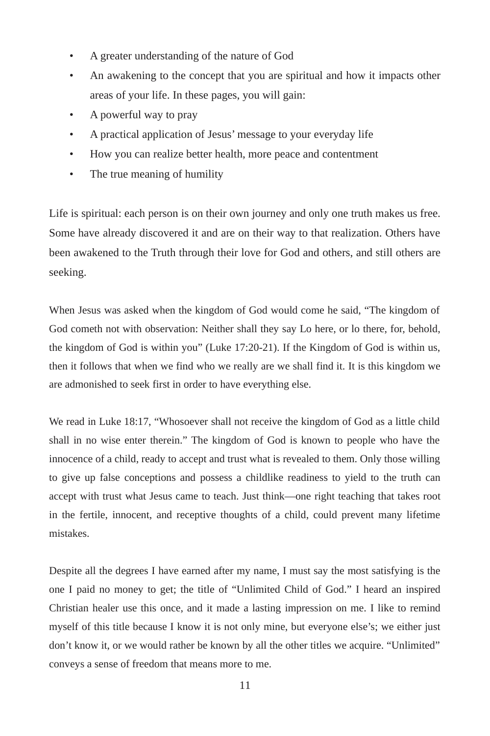- A greater understanding of the nature of God
- An awakening to the concept that you are spiritual and how it impacts other areas of your life. In these pages, you will gain:
- A powerful way to pray
- A practical application of Jesus' message to your everyday life
- How you can realize better health, more peace and contentment
- The true meaning of humility

Life is spiritual: each person is on their own journey and only one truth makes us free. Some have already discovered it and are on their way to that realization. Others have been awakened to the Truth through their love for God and others, and still others are seeking.

When Jesus was asked when the kingdom of God would come he said, "The kingdom of God cometh not with observation: Neither shall they say Lo here, or lo there, for, behold, the kingdom of God is within you" (Luke 17:20-21). If the Kingdom of God is within us, then it follows that when we find who we really are we shall find it. It is this kingdom we are admonished to seek first in order to have everything else.

We read in Luke 18:17, "Whosoever shall not receive the kingdom of God as a little child shall in no wise enter therein." The kingdom of God is known to people who have the innocence of a child, ready to accept and trust what is revealed to them. Only those willing to give up false conceptions and possess a childlike readiness to yield to the truth can accept with trust what Jesus came to teach. Just think—one right teaching that takes root in the fertile, innocent, and receptive thoughts of a child, could prevent many lifetime mistakes.

Despite all the degrees I have earned after my name, I must say the most satisfying is the one I paid no money to get; the title of "Unlimited Child of God." I heard an inspired Christian healer use this once, and it made a lasting impression on me. I like to remind myself of this title because I know it is not only mine, but everyone else's; we either just don't know it, or we would rather be known by all the other titles we acquire. "Unlimited" conveys a sense of freedom that means more to me.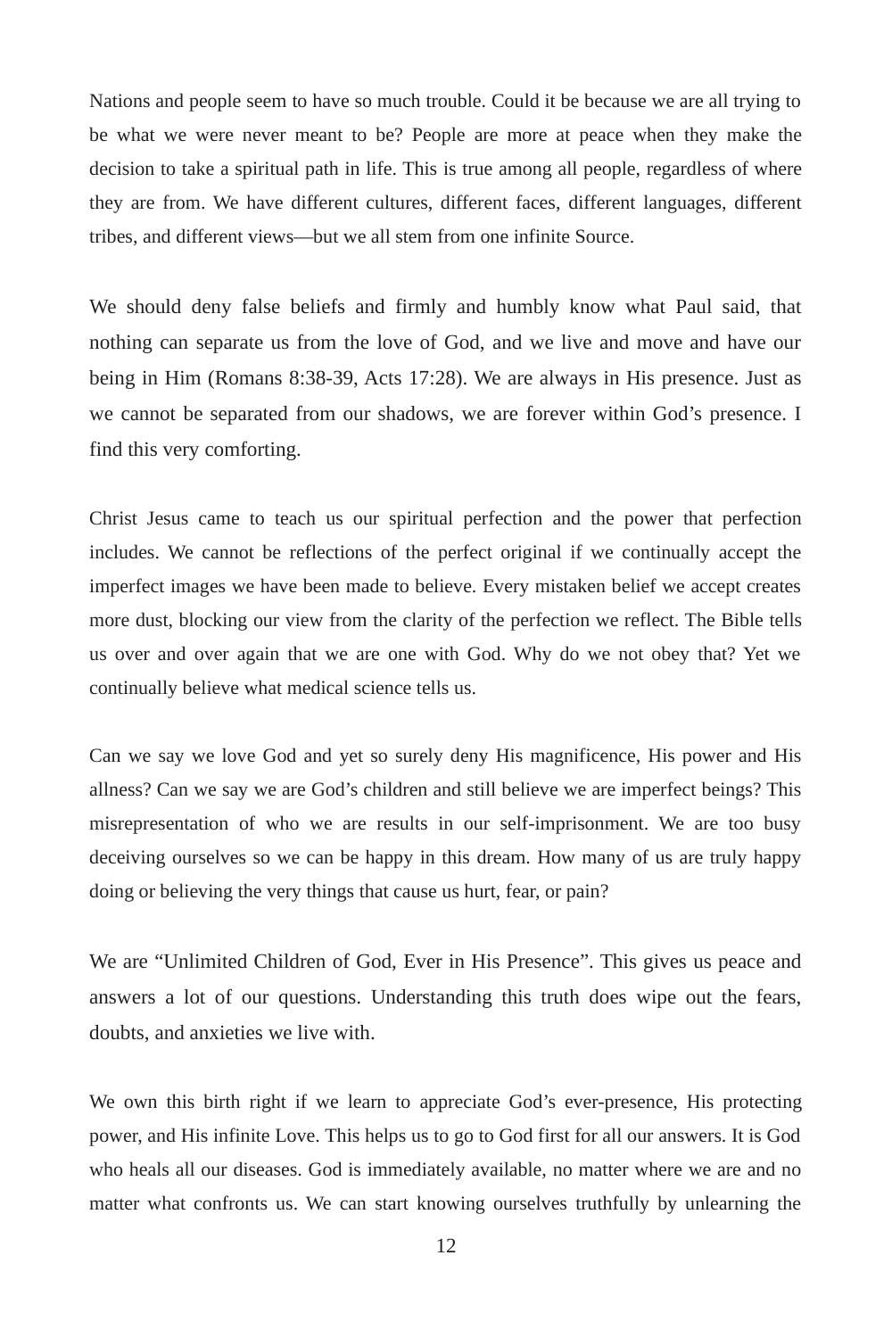Nations and people seem to have so much trouble. Could it be because we are all trying to be what we were never meant to be? People are more at peace when they make the decision to take a spiritual path in life. This is true among all people, regardless of where they are from. We have different cultures, different faces, different languages, different tribes, and different views—but we all stem from one infinite Source.

We should deny false beliefs and firmly and humbly know what Paul said, that nothing can separate us from the love of God, and we live and move and have our being in Him (Romans 8:38-39, Acts 17:28). We are always in His presence. Just as we cannot be separated from our shadows, we are forever within God's presence. I find this very comforting.

Christ Jesus came to teach us our spiritual perfection and the power that perfection includes. We cannot be reflections of the perfect original if we continually accept the imperfect images we have been made to believe. Every mistaken belief we accept creates more dust, blocking our view from the clarity of the perfection we reflect. The Bible tells us over and over again that we are one with God. Why do we not obey that? Yet we continually believe what medical science tells us.

Can we say we love God and yet so surely deny His magnificence, His power and His allness? Can we say we are God's children and still believe we are imperfect beings? This misrepresentation of who we are results in our self-imprisonment. We are too busy deceiving ourselves so we can be happy in this dream. How many of us are truly happy doing or believing the very things that cause us hurt, fear, or pain?

We are "Unlimited Children of God, Ever in His Presence". This gives us peace and answers a lot of our questions. Understanding this truth does wipe out the fears, doubts, and anxieties we live with.

We own this birth right if we learn to appreciate God's ever-presence, His protecting power, and His infinite Love. This helps us to go to God first for all our answers. It is God who heals all our diseases. God is immediately available, no matter where we are and no matter what confronts us. We can start knowing ourselves truthfully by unlearning the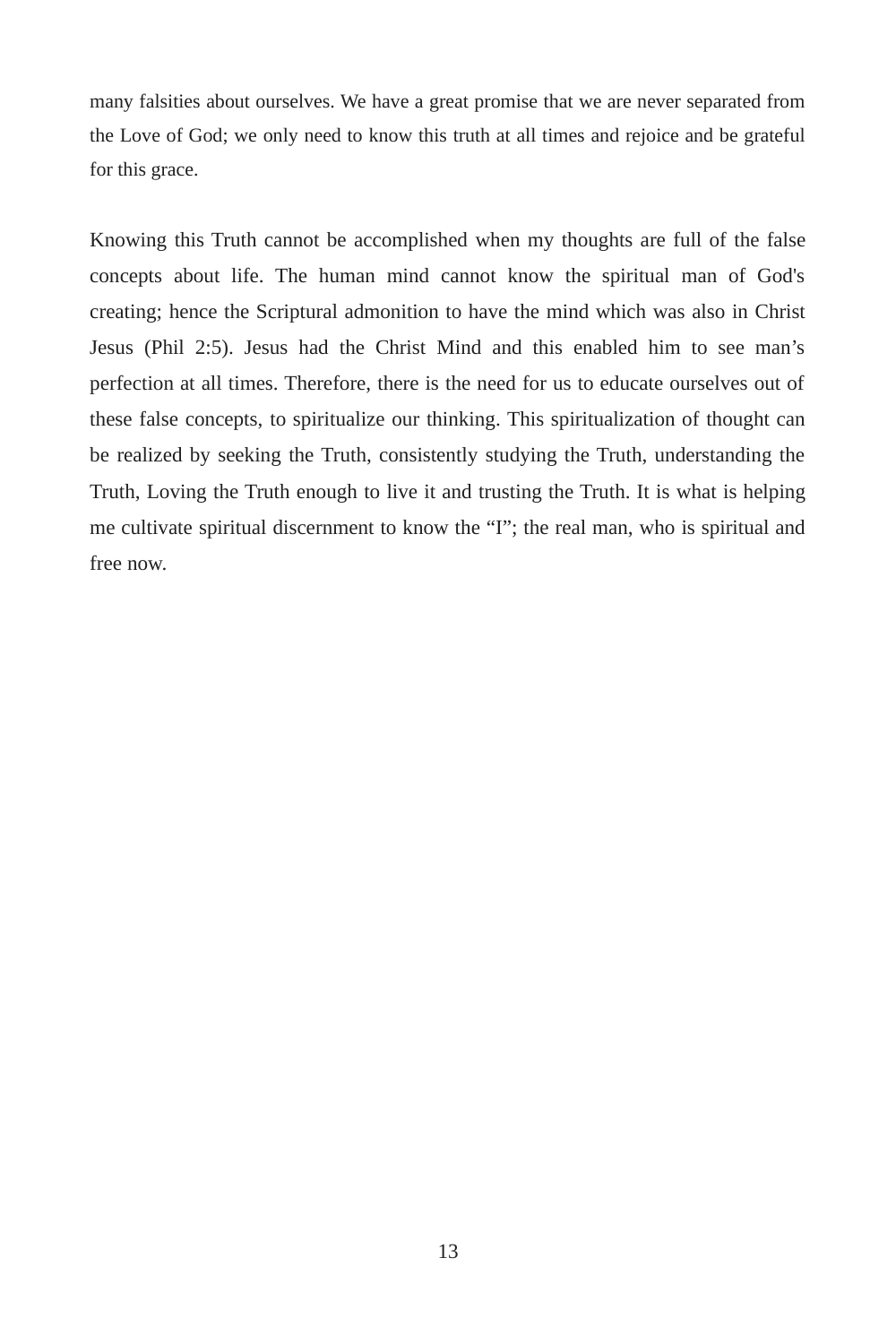many falsities about ourselves. We have a great promise that we are never separated from the Love of God; we only need to know this truth at all times and rejoice and be grateful for this grace.

Knowing this Truth cannot be accomplished when my thoughts are full of the false concepts about life. The human mind cannot know the spiritual man of God's creating; hence the Scriptural admonition to have the mind which was also in Christ Jesus (Phil 2:5). Jesus had the Christ Mind and this enabled him to see man's perfection at all times. Therefore, there is the need for us to educate ourselves out of these false concepts, to spiritualize our thinking. This spiritualization of thought can be realized by seeking the Truth, consistently studying the Truth, understanding the Truth, Loving the Truth enough to live it and trusting the Truth. It is what is helping me cultivate spiritual discernment to know the "I"; the real man, who is spiritual and free now.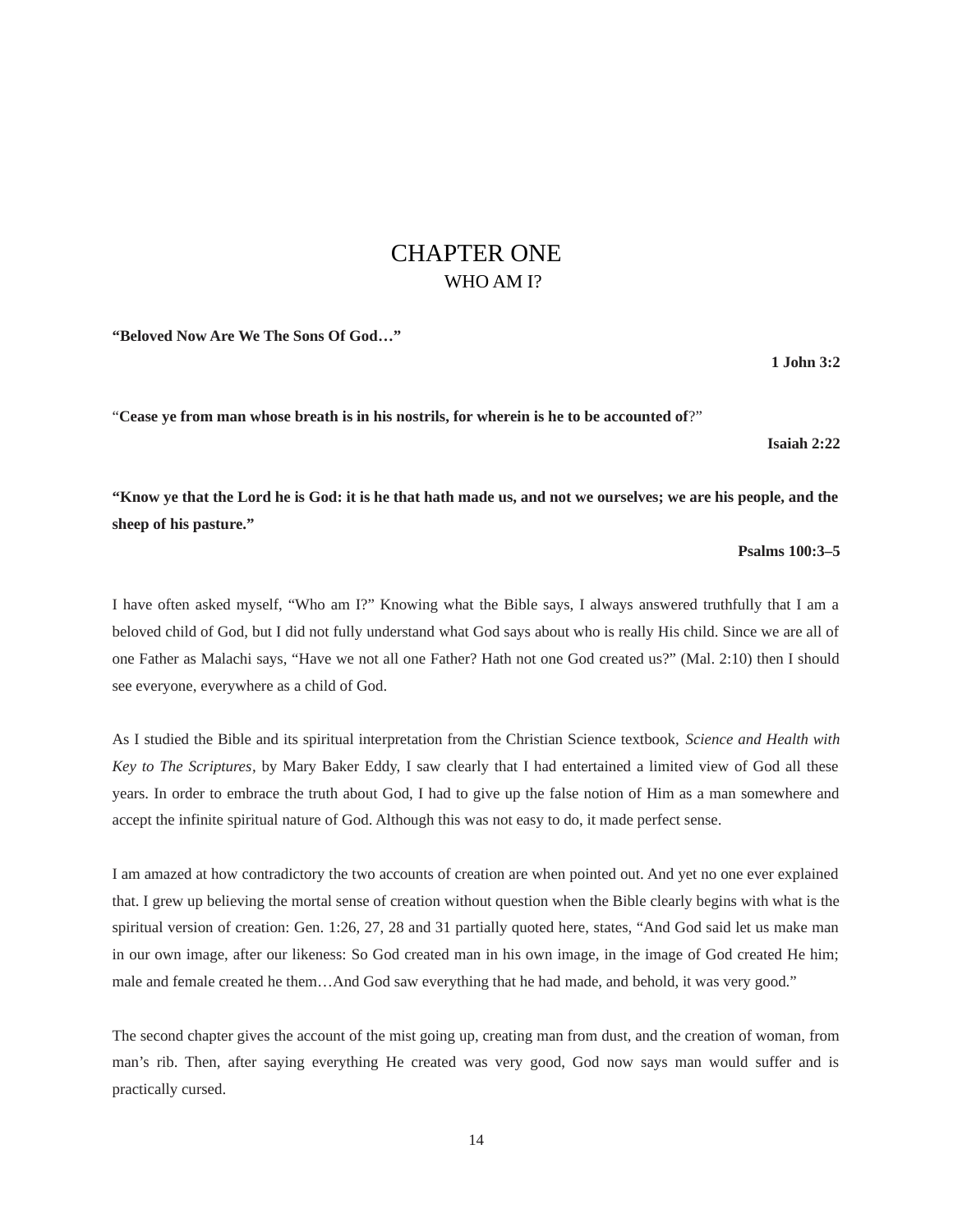# CHAPTER ONE

## WHO AM I?

**“Beloved Now Are We The Sons Of God…”**

**1 John 3:2**

“**Cease ye from man whose breath is in his nostrils, for wherein is he to be accounted of**?”

**Isaiah 2:22**

**“Know ye that the Lord he is God: it is he that hath made us, and not we ourselves; we are his people, and the sheep of his pasture.”**

**Psalms 100:3–5**

I have often asked myself, “Who am I?” Knowing what the Bible says, I always answered truthfully that I am a beloved child of God, but I did not fully understand what God says about who is really His child. Since we are all of one Father as Malachi says, “Have we not all one Father? Hath not one God created us?” (Mal. 2:10) then I should see everyone, everywhere as a child of God.

As I studied the Bible and its spiritual interpretation from the Christian Science textbook, *Science and Health with Key to The Scriptures*, by Mary Baker Eddy, I saw clearly that I had entertained a limited view of God all these years. In order to embrace the truth about God, I had to give up the false notion of Him as a man somewhere and accept the infinite spiritual nature of God. Although this was not easy to do, it made perfect sense.

I am amazed at how contradictory the two accounts of creation are when pointed out. And yet no one ever explained that. I grew up believing the mortal sense of creation without question when the Bible clearly begins with what is the spiritual version of creation: Gen. 1:26, 27, 28 and 31 partially quoted here, states, “And God said let us make man in our own image, after our likeness: So God created man in his own image, in the image of God created He him; male and female created he them…And God saw everything that he had made, and behold, it was very good.”

The second chapter gives the account of the mist going up, creating man from dust, and the creation of woman, from man’s rib. Then, after saying everything He created was very good, God now says man would suffer and is practically cursed.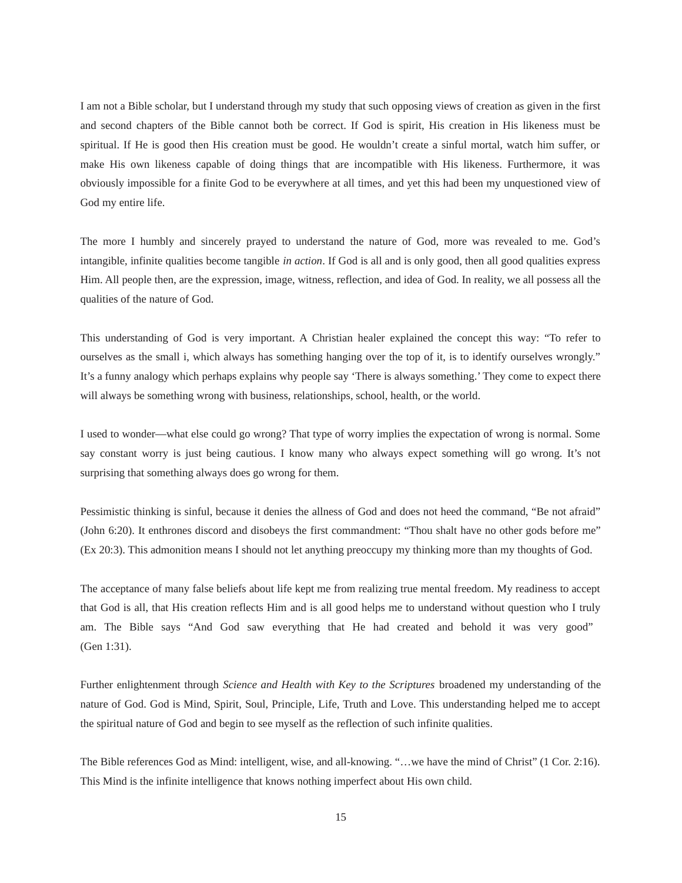I am not a Bible scholar, but I understand through my study that such opposing views of creation as given in the first and second chapters of the Bible cannot both be correct. If God is spirit, His creation in His likeness must be spiritual. If He is good then His creation must be good. He wouldn't create a sinful mortal, watch him suffer, or make His own likeness capable of doing things that are incompatible with His likeness. Furthermore, it was obviously impossible for a finite God to be everywhere at all times, and yet this had been my unquestioned view of God my entire life.

The more I humbly and sincerely prayed to understand the nature of God, more was revealed to me. God's intangible, infinite qualities become tangible *in action*. If God is all and is only good, then all good qualities express Him. All people then, are the expression, image, witness, reflection, and idea of God. In reality, we all possess all the qualities of the nature of God.

This understanding of God is very important. A Christian healer explained the concept this way: "To refer to ourselves as the small i, which always has something hanging over the top of it, is to identify ourselves wrongly." It's a funny analogy which perhaps explains why people say 'There is always something.' They come to expect there will always be something wrong with business, relationships, school, health, or the world.

I used to wonder—what else could go wrong? That type of worry implies the expectation of wrong is normal. Some say constant worry is just being cautious. I know many who always expect something will go wrong. It's not surprising that something always does go wrong for them.

Pessimistic thinking is sinful, because it denies the allness of God and does not heed the command, "Be not afraid" (John 6:20). It enthrones discord and disobeys the first commandment: "Thou shalt have no other gods before me" (Ex 20:3). This admonition means I should not let anything preoccupy my thinking more than my thoughts of God.

The acceptance of many false beliefs about life kept me from realizing true mental freedom. My readiness to accept that God is all, that His creation reflects Him and is all good helps me to understand without question who I truly am. The Bible says "And God saw everything that He had created and behold it was very good" (Gen 1:31).

Further enlightenment through *Science and Health with Key to the Scriptures* broadened my understanding of the nature of God. God is Mind, Spirit, Soul, Principle, Life, Truth and Love. This understanding helped me to accept the spiritual nature of God and begin to see myself as the reflection of such infinite qualities.

The Bible references God as Mind: intelligent, wise, and all-knowing. "…we have the mind of Christ" (1 Cor. 2:16). This Mind is the infinite intelligence that knows nothing imperfect about His own child.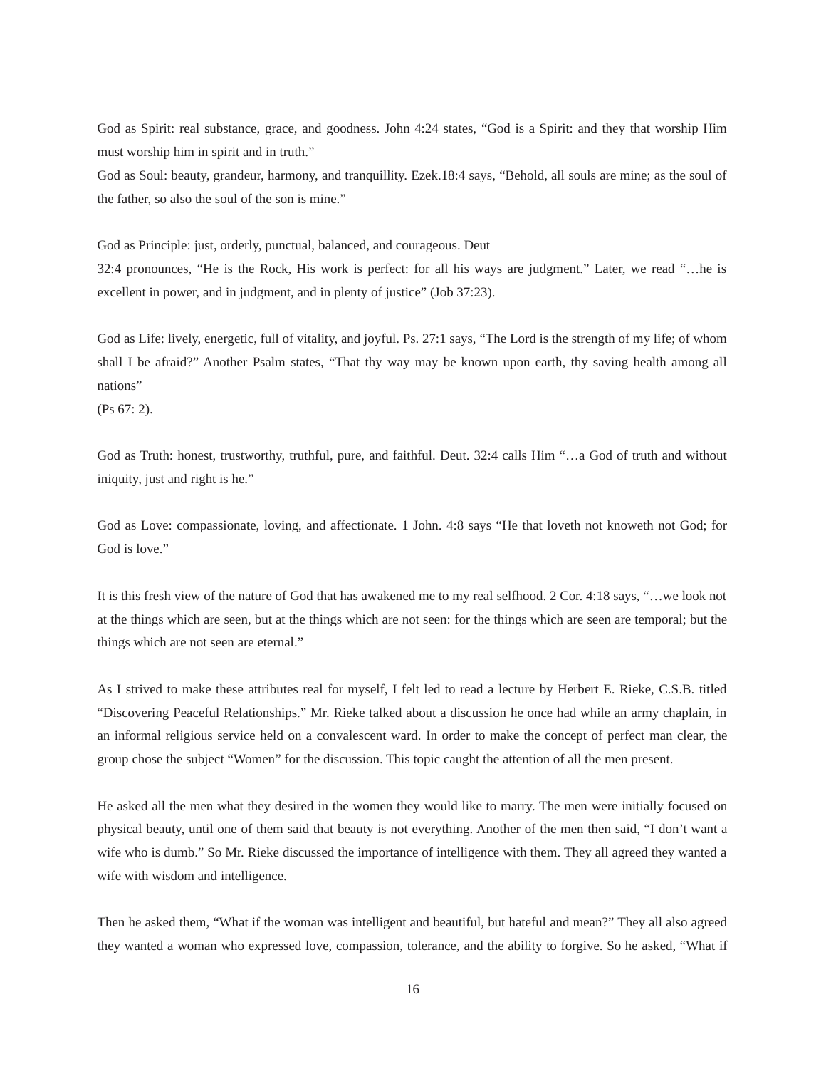God as Spirit: real substance, grace, and goodness. John 4:24 states, “God is a Spirit: and they that worship Him must worship him in spirit and in truth.”
God as Soul: beauty, grandeur, harmony, and tranquillity. Ezek.18:4 says, “Behold, all souls are mine; as the soul of the father, so also the soul of the son is mine.”

God as Principle: just, orderly, punctual, balanced, and courageous. Deut 32:4 pronounces, “He is the Rock, His work is perfect: for all his ways are judgment.” Later, we read “…he is excellent in power, and in judgment, and in plenty of justice” (Job 37:23).

God as Life: lively, energetic, full of vitality, and joyful. Ps. 27:1 says, “The Lord is the strength of my life; of whom shall I be afraid?” Another Psalm states, “That thy way may be known upon earth, thy saving health among all nations”
(Ps 67: 2).

God as Truth: honest, trustworthy, truthful, pure, and faithful. Deut. 32:4 calls Him “…a God of truth and without iniquity, just and right is he.”

God as Love: compassionate, loving, and affectionate. 1 John. 4:8 says “He that loveth not knoweth not God; for God is love.”

It is this fresh view of the nature of God that has awakened me to my real selfhood. 2 Cor. 4:18 says, “…we look not at the things which are seen, but at the things which are not seen: for the things which are seen are temporal; but the things which are not seen are eternal.”

As I strived to make these attributes real for myself, I felt led to read a lecture by Herbert E. Rieke, C.S.B. titled “Discovering Peaceful Relationships.” Mr. Rieke talked about a discussion he once had while an army chaplain, in an informal religious service held on a convalescent ward. In order to make the concept of perfect man clear, the group chose the subject “Women” for the discussion. This topic caught the attention of all the men present.

He asked all the men what they desired in the women they would like to marry. The men were initially focused on physical beauty, until one of them said that beauty is not everything. Another of the men then said, “I don’t want a wife who is dumb.” So Mr. Rieke discussed the importance of intelligence with them. They all agreed they wanted a wife with wisdom and intelligence.

Then he asked them, “What if the woman was intelligent and beautiful, but hateful and mean?” They all also agreed they wanted a woman who expressed love, compassion, tolerance, and the ability to forgive. So he asked, “What if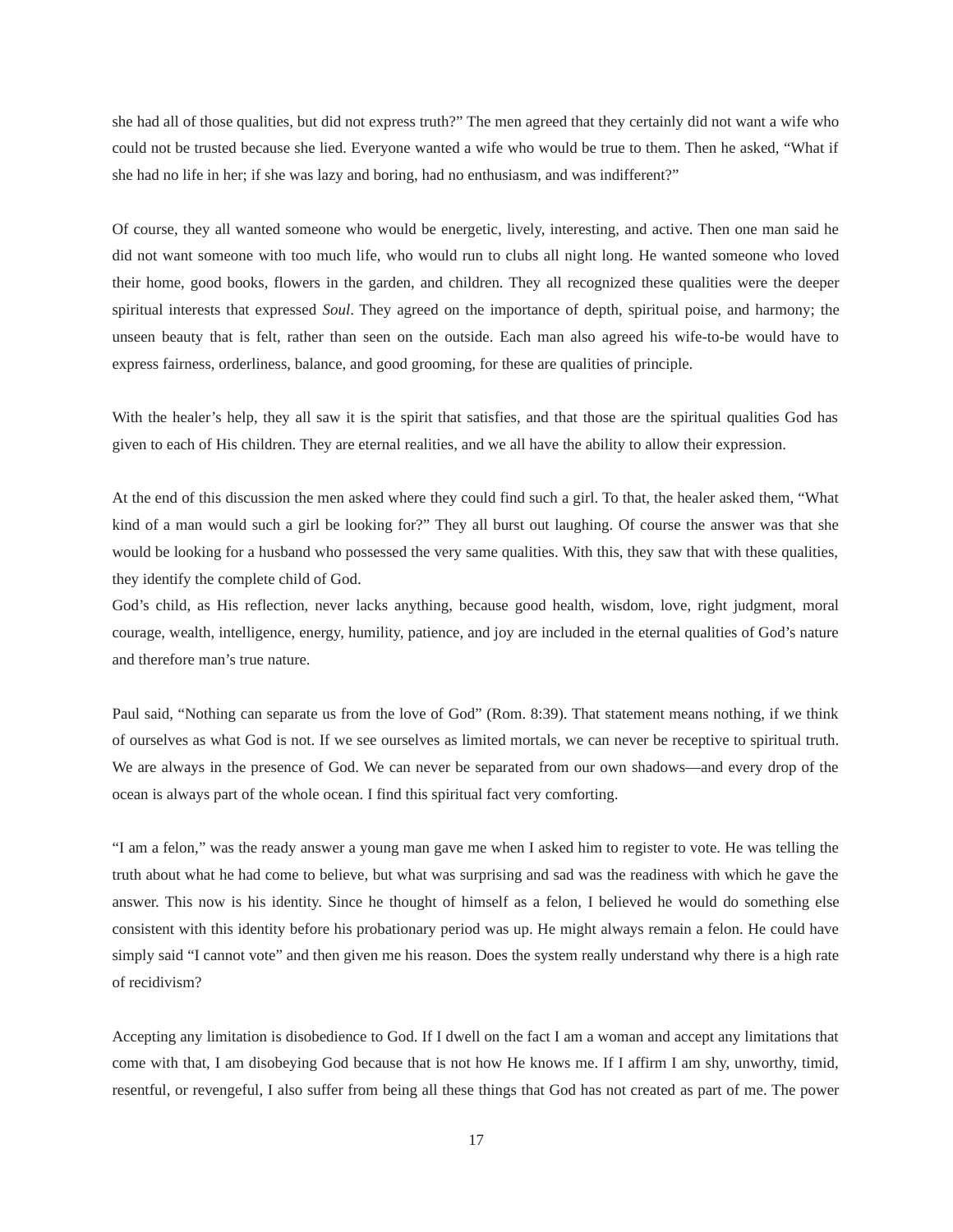she had all of those qualities, but did not express truth?" The men agreed that they certainly did not want a wife who could not be trusted because she lied. Everyone wanted a wife who would be true to them. Then he asked, "What if she had no life in her; if she was lazy and boring, had no enthusiasm, and was indifferent?"

Of course, they all wanted someone who would be energetic, lively, interesting, and active. Then one man said he did not want someone with too much life, who would run to clubs all night long. He wanted someone who loved their home, good books, flowers in the garden, and children. They all recognized these qualities were the deeper spiritual interests that expressed *Soul*. They agreed on the importance of depth, spiritual poise, and harmony; the unseen beauty that is felt, rather than seen on the outside. Each man also agreed his wife-to-be would have to express fairness, orderliness, balance, and good grooming, for these are qualities of principle.

With the healer's help, they all saw it is the spirit that satisfies, and that those are the spiritual qualities God has given to each of His children. They are eternal realities, and we all have the ability to allow their expression.

At the end of this discussion the men asked where they could find such a girl. To that, the healer asked them, "What kind of a man would such a girl be looking for?" They all burst out laughing. Of course the answer was that she would be looking for a husband who possessed the very same qualities. With this, they saw that with these qualities, they identify the complete child of God.
God's child, as His reflection, never lacks anything, because good health, wisdom, love, right judgment, moral courage, wealth, intelligence, energy, humility, patience, and joy are included in the eternal qualities of God's nature and therefore man's true nature.

Paul said, "Nothing can separate us from the love of God" (Rom. 8:39). That statement means nothing, if we think of ourselves as what God is not. If we see ourselves as limited mortals, we can never be receptive to spiritual truth. We are always in the presence of God. We can never be separated from our own shadows—and every drop of the ocean is always part of the whole ocean. I find this spiritual fact very comforting.

"I am a felon," was the ready answer a young man gave me when I asked him to register to vote. He was telling the truth about what he had come to believe, but what was surprising and sad was the readiness with which he gave the answer. This now is his identity. Since he thought of himself as a felon, I believed he would do something else consistent with this identity before his probationary period was up. He might always remain a felon. He could have simply said "I cannot vote" and then given me his reason. Does the system really understand why there is a high rate of recidivism?

Accepting any limitation is disobedience to God. If I dwell on the fact I am a woman and accept any limitations that come with that, I am disobeying God because that is not how He knows me. If I affirm I am shy, unworthy, timid, resentful, or revengeful, I also suffer from being all these things that God has not created as part of me. The power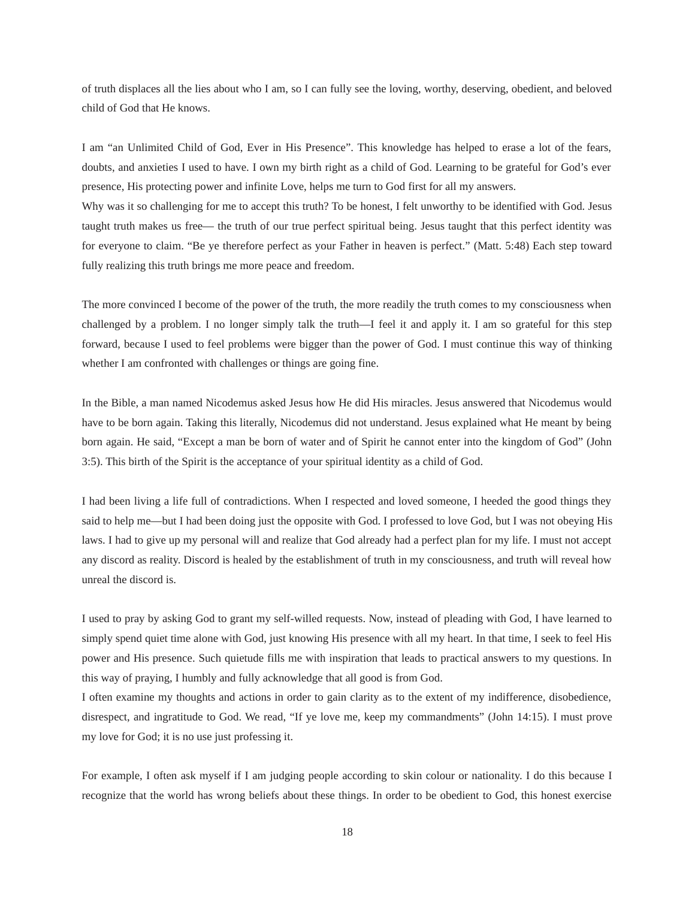of truth displaces all the lies about who I am, so I can fully see the loving, worthy, deserving, obedient, and beloved child of God that He knows.

I am "an Unlimited Child of God, Ever in His Presence". This knowledge has helped to erase a lot of the fears, doubts, and anxieties I used to have. I own my birth right as a child of God. Learning to be grateful for God's ever presence, His protecting power and infinite Love, helps me turn to God first for all my answers.

Why was it so challenging for me to accept this truth? To be honest, I felt unworthy to be identified with God. Jesus taught truth makes us free— the truth of our true perfect spiritual being. Jesus taught that this perfect identity was for everyone to claim. "Be ye therefore perfect as your Father in heaven is perfect." (Matt. 5:48) Each step toward fully realizing this truth brings me more peace and freedom.

The more convinced I become of the power of the truth, the more readily the truth comes to my consciousness when challenged by a problem. I no longer simply talk the truth—I feel it and apply it. I am so grateful for this step forward, because I used to feel problems were bigger than the power of God. I must continue this way of thinking whether I am confronted with challenges or things are going fine.

In the Bible, a man named Nicodemus asked Jesus how He did His miracles. Jesus answered that Nicodemus would have to be born again. Taking this literally, Nicodemus did not understand. Jesus explained what He meant by being born again. He said, "Except a man be born of water and of Spirit he cannot enter into the kingdom of God" (John 3:5). This birth of the Spirit is the acceptance of your spiritual identity as a child of God.

I had been living a life full of contradictions. When I respected and loved someone, I heeded the good things they said to help me—but I had been doing just the opposite with God. I professed to love God, but I was not obeying His laws. I had to give up my personal will and realize that God already had a perfect plan for my life. I must not accept any discord as reality. Discord is healed by the establishment of truth in my consciousness, and truth will reveal how unreal the discord is.

I used to pray by asking God to grant my self-willed requests. Now, instead of pleading with God, I have learned to simply spend quiet time alone with God, just knowing His presence with all my heart. In that time, I seek to feel His power and His presence. Such quietude fills me with inspiration that leads to practical answers to my questions. In this way of praying, I humbly and fully acknowledge that all good is from God.

I often examine my thoughts and actions in order to gain clarity as to the extent of my indifference, disobedience, disrespect, and ingratitude to God. We read, "If ye love me, keep my commandments" (John 14:15). I must prove my love for God; it is no use just professing it.

For example, I often ask myself if I am judging people according to skin colour or nationality. I do this because I recognize that the world has wrong beliefs about these things. In order to be obedient to God, this honest exercise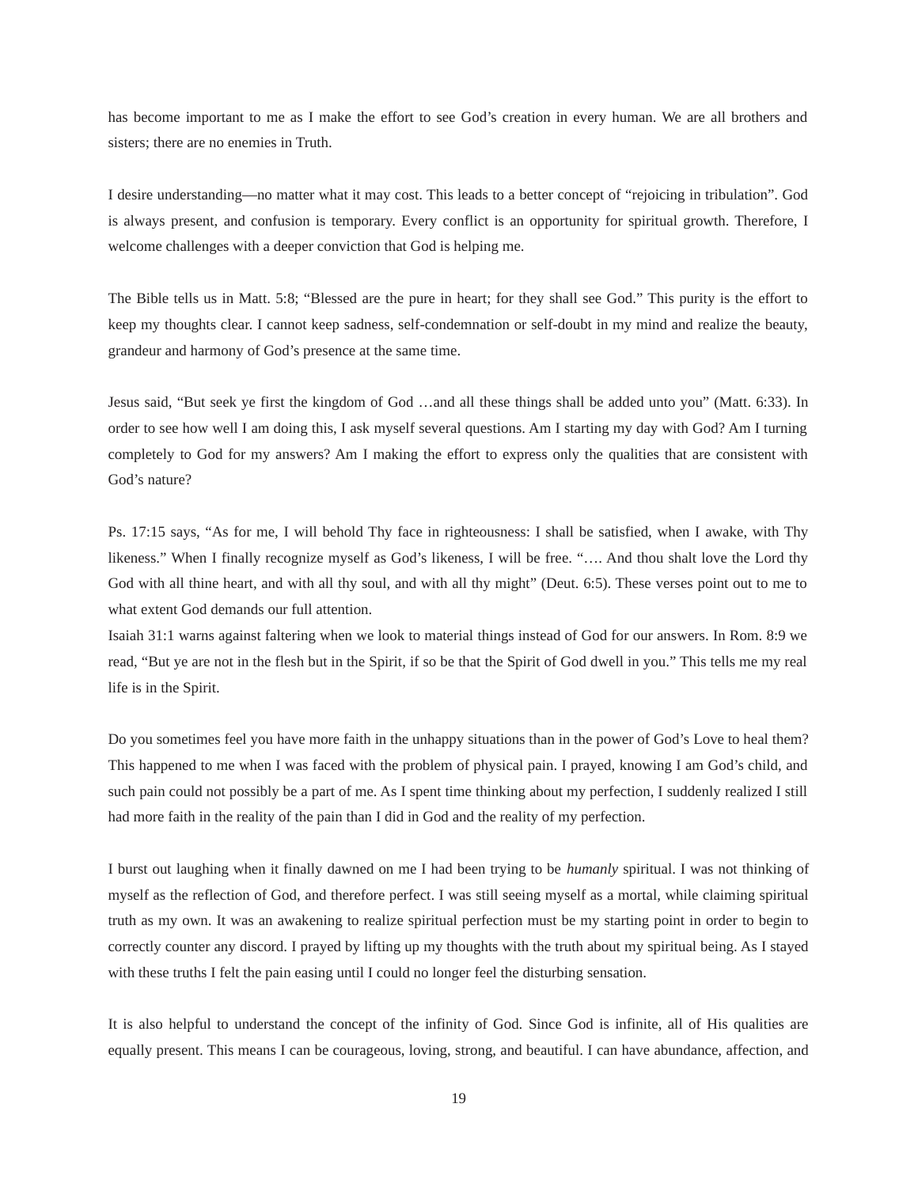has become important to me as I make the effort to see God’s creation in every human. We are all brothers and sisters; there are no enemies in Truth.

I desire understanding—no matter what it may cost. This leads to a better concept of “rejoicing in tribulation”. God is always present, and confusion is temporary. Every conflict is an opportunity for spiritual growth. Therefore, I welcome challenges with a deeper conviction that God is helping me.

The Bible tells us in Matt. 5:8; “Blessed are the pure in heart; for they shall see God.” This purity is the effort to keep my thoughts clear. I cannot keep sadness, self-condemnation or self-doubt in my mind and realize the beauty, grandeur and harmony of God’s presence at the same time.

Jesus said, “But seek ye first the kingdom of God …and all these things shall be added unto you” (Matt. 6:33). In order to see how well I am doing this, I ask myself several questions. Am I starting my day with God? Am I turning completely to God for my answers? Am I making the effort to express only the qualities that are consistent with God’s nature?

Ps. 17:15 says, “As for me, I will behold Thy face in righteousness: I shall be satisfied, when I awake, with Thy likeness.” When I finally recognize myself as God’s likeness, I will be free. “…. And thou shalt love the Lord thy God with all thine heart, and with all thy soul, and with all thy might” (Deut. 6:5). These verses point out to me to what extent God demands our full attention.

Isaiah 31:1 warns against faltering when we look to material things instead of God for our answers. In Rom. 8:9 we read, “But ye are not in the flesh but in the Spirit, if so be that the Spirit of God dwell in you.” This tells me my real life is in the Spirit.

Do you sometimes feel you have more faith in the unhappy situations than in the power of God’s Love to heal them? This happened to me when I was faced with the problem of physical pain. I prayed, knowing I am God’s child, and such pain could not possibly be a part of me. As I spent time thinking about my perfection, I suddenly realized I still had more faith in the reality of the pain than I did in God and the reality of my perfection.

I burst out laughing when it finally dawned on me I had been trying to be *humanly* spiritual. I was not thinking of myself as the reflection of God, and therefore perfect. I was still seeing myself as a mortal, while claiming spiritual truth as my own. It was an awakening to realize spiritual perfection must be my starting point in order to begin to correctly counter any discord. I prayed by lifting up my thoughts with the truth about my spiritual being. As I stayed with these truths I felt the pain easing until I could no longer feel the disturbing sensation.

It is also helpful to understand the concept of the infinity of God. Since God is infinite, all of His qualities are equally present. This means I can be courageous, loving, strong, and beautiful. I can have abundance, affection, and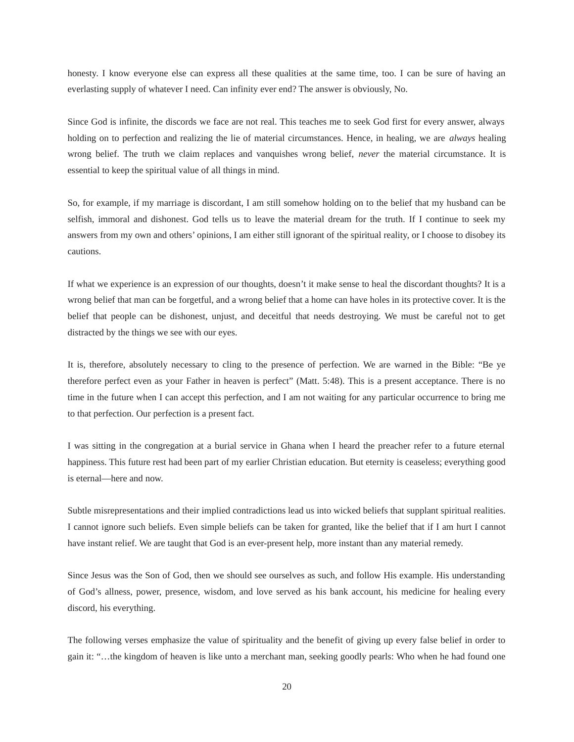honesty. I know everyone else can express all these qualities at the same time, too. I can be sure of having an everlasting supply of whatever I need. Can infinity ever end? The answer is obviously, No.

Since God is infinite, the discords we face are not real. This teaches me to seek God first for every answer, always holding on to perfection and realizing the lie of material circumstances. Hence, in healing, we are *always* healing wrong belief. The truth we claim replaces and vanquishes wrong belief, *never* the material circumstance. It is essential to keep the spiritual value of all things in mind.

So, for example, if my marriage is discordant, I am still somehow holding on to the belief that my husband can be selfish, immoral and dishonest. God tells us to leave the material dream for the truth. If I continue to seek my answers from my own and others' opinions, I am either still ignorant of the spiritual reality, or I choose to disobey its cautions.

If what we experience is an expression of our thoughts, doesn't it make sense to heal the discordant thoughts? It is a wrong belief that man can be forgetful, and a wrong belief that a home can have holes in its protective cover. It is the belief that people can be dishonest, unjust, and deceitful that needs destroying. We must be careful not to get distracted by the things we see with our eyes.

It is, therefore, absolutely necessary to cling to the presence of perfection. We are warned in the Bible: "Be ye therefore perfect even as your Father in heaven is perfect" (Matt. 5:48). This is a present acceptance. There is no time in the future when I can accept this perfection, and I am not waiting for any particular occurrence to bring me to that perfection. Our perfection is a present fact.

I was sitting in the congregation at a burial service in Ghana when I heard the preacher refer to a future eternal happiness. This future rest had been part of my earlier Christian education. But eternity is ceaseless; everything good is eternal—here and now.

Subtle misrepresentations and their implied contradictions lead us into wicked beliefs that supplant spiritual realities. I cannot ignore such beliefs. Even simple beliefs can be taken for granted, like the belief that if I am hurt I cannot have instant relief. We are taught that God is an ever-present help, more instant than any material remedy.

Since Jesus was the Son of God, then we should see ourselves as such, and follow His example. His understanding of God's allness, power, presence, wisdom, and love served as his bank account, his medicine for healing every discord, his everything.

The following verses emphasize the value of spirituality and the benefit of giving up every false belief in order to gain it: "…the kingdom of heaven is like unto a merchant man, seeking goodly pearls: Who when he had found one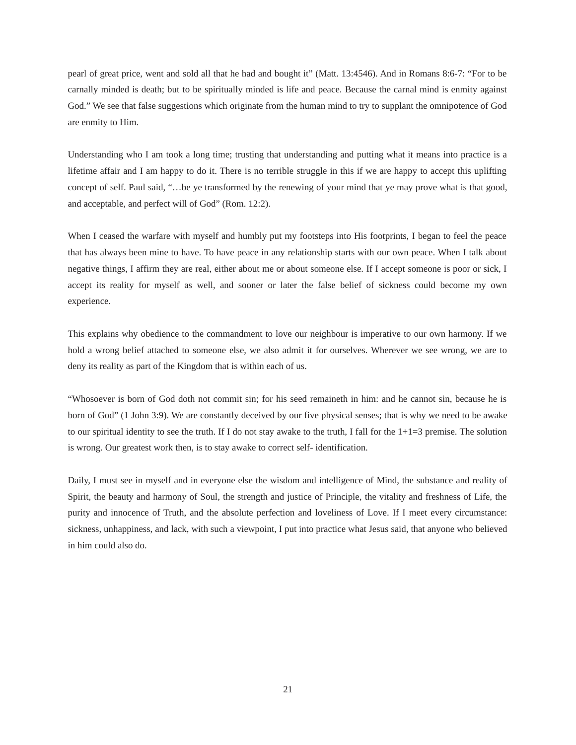pearl of great price, went and sold all that he had and bought it" (Matt. 13:4546). And in Romans 8:6-7: "For to be carnally minded is death; but to be spiritually minded is life and peace. Because the carnal mind is enmity against God." We see that false suggestions which originate from the human mind to try to supplant the omnipotence of God are enmity to Him.

Understanding who I am took a long time; trusting that understanding and putting what it means into practice is a lifetime affair and I am happy to do it. There is no terrible struggle in this if we are happy to accept this uplifting concept of self. Paul said, "…be ye transformed by the renewing of your mind that ye may prove what is that good, and acceptable, and perfect will of God" (Rom. 12:2).

When I ceased the warfare with myself and humbly put my footsteps into His footprints, I began to feel the peace that has always been mine to have. To have peace in any relationship starts with our own peace. When I talk about negative things, I affirm they are real, either about me or about someone else. If I accept someone is poor or sick, I accept its reality for myself as well, and sooner or later the false belief of sickness could become my own experience.

This explains why obedience to the commandment to love our neighbour is imperative to our own harmony. If we hold a wrong belief attached to someone else, we also admit it for ourselves. Wherever we see wrong, we are to deny its reality as part of the Kingdom that is within each of us.

"Whosoever is born of God doth not commit sin; for his seed remaineth in him: and he cannot sin, because he is born of God" (1 John 3:9). We are constantly deceived by our five physical senses; that is why we need to be awake to our spiritual identity to see the truth. If I do not stay awake to the truth, I fall for the 1+1=3 premise. The solution is wrong. Our greatest work then, is to stay awake to correct self- identification.

Daily, I must see in myself and in everyone else the wisdom and intelligence of Mind, the substance and reality of Spirit, the beauty and harmony of Soul, the strength and justice of Principle, the vitality and freshness of Life, the purity and innocence of Truth, and the absolute perfection and loveliness of Love. If I meet every circumstance: sickness, unhappiness, and lack, with such a viewpoint, I put into practice what Jesus said, that anyone who believed in him could also do.